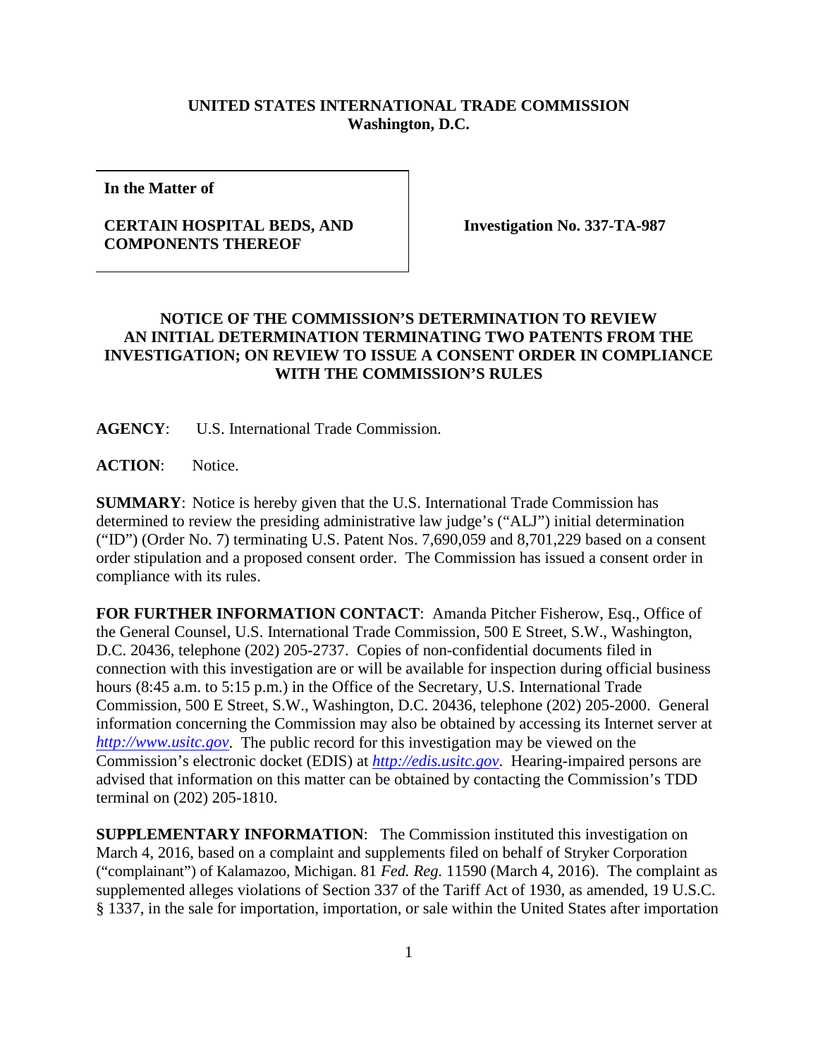**UNITED STATES INTERNATIONAL TRADE COMMISSION**
**Washington, D.C.**

| **In the Matter of**<br><br>**CERTAIN HOSPITAL BEDS, AND COMPONENTS THEREOF** | **Investigation No. 337-TA-987** |
|---|---|

## NOTICE OF THE COMMISSION'S DETERMINATION TO REVIEW AN INITIAL DETERMINATION TERMINATING TWO PATENTS FROM THE INVESTIGATION; ON REVIEW TO ISSUE A CONSENT ORDER IN COMPLIANCE WITH THE COMMISSION'S RULES

**AGENCY**: U.S. International Trade Commission.

**ACTION**: Notice.

**SUMMARY**: Notice is hereby given that the U.S. International Trade Commission has determined to review the presiding administrative law judge's ("ALJ") initial determination ("ID") (Order No. 7) terminating U.S. Patent Nos. 7,690,059 and 8,701,229 based on a consent order stipulation and a proposed consent order. The Commission has issued a consent order in compliance with its rules.

**FOR FURTHER INFORMATION CONTACT**: Amanda Pitcher Fisherow, Esq., Office of the General Counsel, U.S. International Trade Commission, 500 E Street, S.W., Washington, D.C. 20436, telephone (202) 205-2737. Copies of non-confidential documents filed in connection with this investigation are or will be available for inspection during official business hours (8:45 a.m. to 5:15 p.m.) in the Office of the Secretary, U.S. International Trade Commission, 500 E Street, S.W., Washington, D.C. 20436, telephone (202) 205-2000. General information concerning the Commission may also be obtained by accessing its Internet server at *http://www.usitc.gov*. The public record for this investigation may be viewed on the Commission's electronic docket (EDIS) at *http://edis.usitc.gov*. Hearing-impaired persons are advised that information on this matter can be obtained by contacting the Commission's TDD terminal on (202) 205-1810.

**SUPPLEMENTARY INFORMATION**: The Commission instituted this investigation on March 4, 2016, based on a complaint and supplements filed on behalf of Stryker Corporation ("complainant") of Kalamazoo, Michigan. 81 *Fed. Reg.* 11590 (March 4, 2016). The complaint as supplemented alleges violations of Section 337 of the Tariff Act of 1930, as amended, 19 U.S.C. § 1337, in the sale for importation, importation, or sale within the United States after importation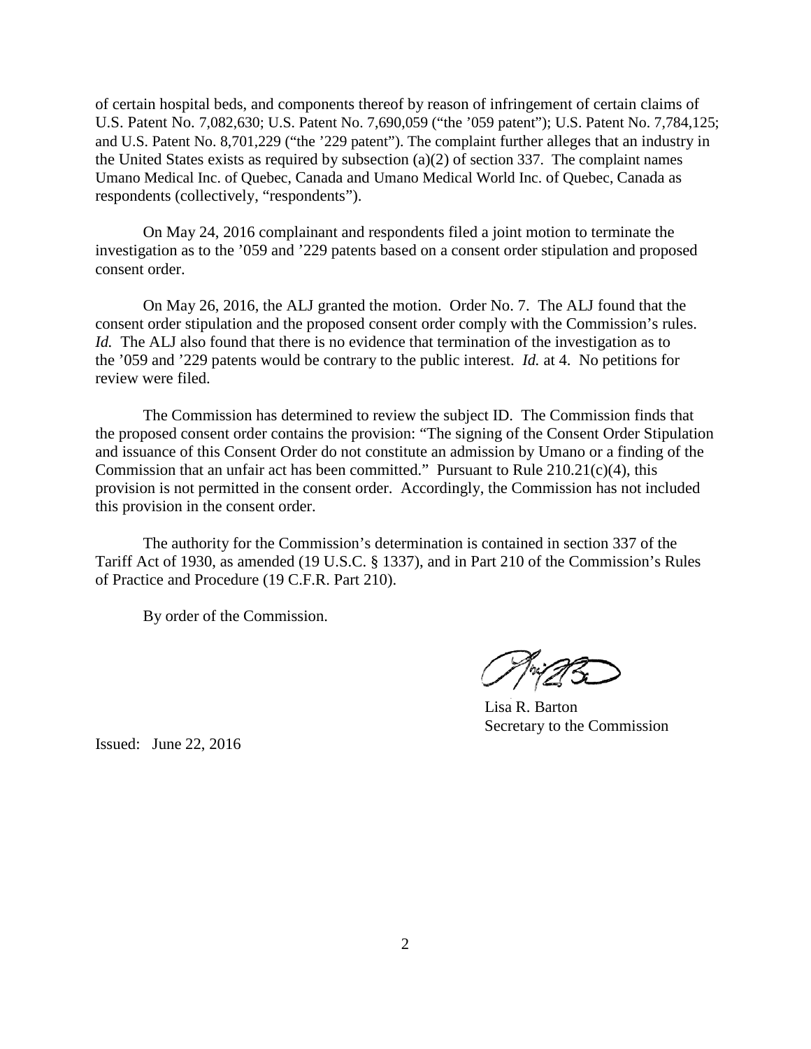of certain hospital beds, and components thereof by reason of infringement of certain claims of U.S. Patent No. 7,082,630; U.S. Patent No. 7,690,059 ("the '059 patent"); U.S. Patent No. 7,784,125; and U.S. Patent No. 8,701,229 ("the '229 patent"). The complaint further alleges that an industry in the United States exists as required by subsection (a)(2) of section 337. The complaint names Umano Medical Inc. of Quebec, Canada and Umano Medical World Inc. of Quebec, Canada as respondents (collectively, "respondents").

On May 24, 2016 complainant and respondents filed a joint motion to terminate the investigation as to the '059 and '229 patents based on a consent order stipulation and proposed consent order.

On May 26, 2016, the ALJ granted the motion. Order No. 7. The ALJ found that the consent order stipulation and the proposed consent order comply with the Commission's rules. *Id.* The ALJ also found that there is no evidence that termination of the investigation as to the '059 and '229 patents would be contrary to the public interest. *Id.* at 4. No petitions for review were filed.

The Commission has determined to review the subject ID. The Commission finds that the proposed consent order contains the provision: "The signing of the Consent Order Stipulation and issuance of this Consent Order do not constitute an admission by Umano or a finding of the Commission that an unfair act has been committed." Pursuant to Rule 210.21(c)(4), this provision is not permitted in the consent order. Accordingly, the Commission has not included this provision in the consent order.

The authority for the Commission's determination is contained in section 337 of the Tariff Act of 1930, as amended (19 U.S.C. § 1337), and in Part 210 of the Commission's Rules of Practice and Procedure (19 C.F.R. Part 210).

By order of the Commission.

Lisa R. Barton
Secretary to the Commission

Issued: June 22, 2016